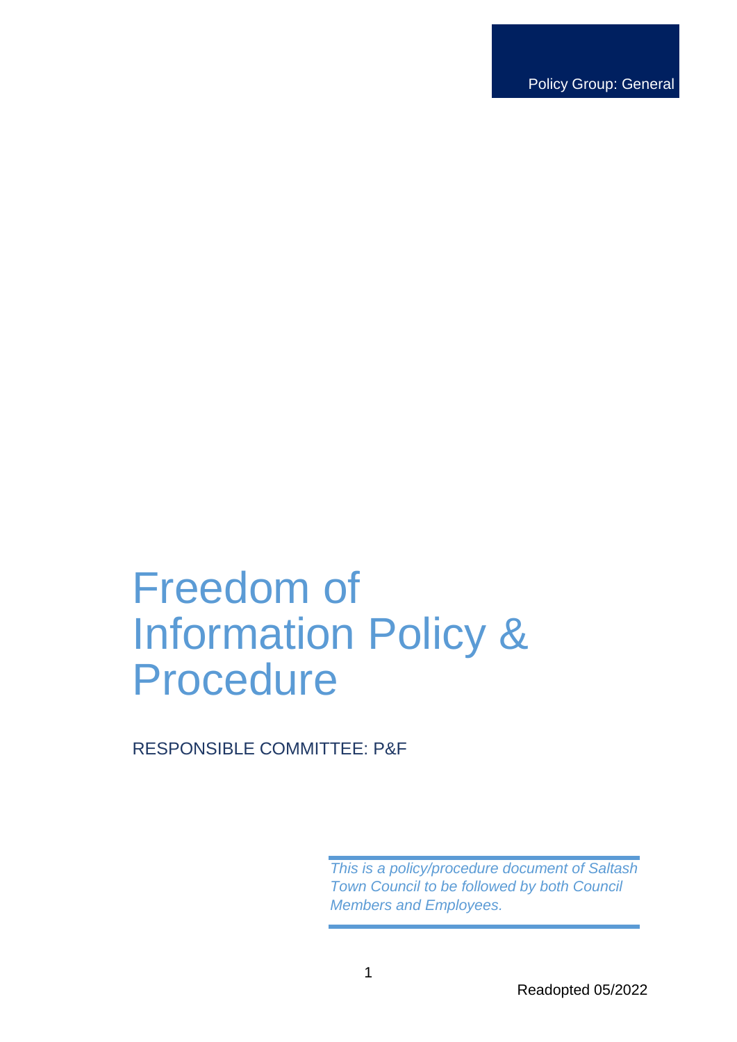Policy Group: General

# Freedom of Information Policy & Procedure

RESPONSIBLE COMMITTEE: P&F

*This is a policy/procedure document of Saltash Town Council to be followed by both Council Members and Employees.*

Readopted 05/2022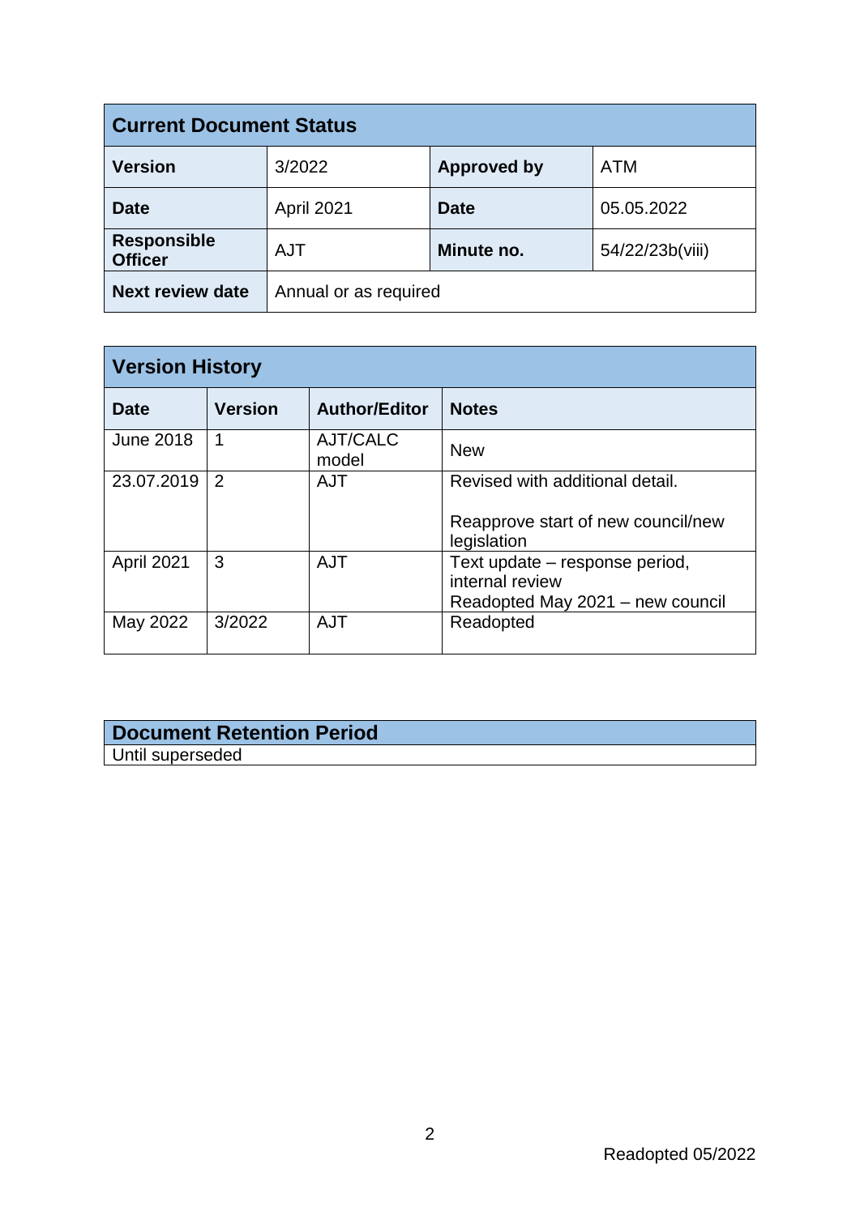| Current Document Status | | | |
|---|---|---|---|
| **Version** | 3/2022 | **Approved by** | ATM |
| **Date** | April 2021 | **Date** | 05.05.2022 |
| **Responsible Officer** | AJT | **Minute no.** | 54/22/23b(viii) |
| **Next review date** | Annual or as required | | |

| Version History | | | |
|---|---|---|---|
| **Date** | **Version** | **Author/Editor** | **Notes** |
| June 2018 | 1 | AJT/CALC model | New |
| 23.07.2019 | 2 | AJT | Revised with additional detail.<br><br>Reapprove start of new council/new legislation |
| April 2021 | 3 | AJT | Text update – response period, internal review<br>Readopted May 2021 – new council |
| May 2022 | 3/2022 | AJT | Readopted |

| Document Retention Period |
|---|
| Until superseded |

Readopted 05/2022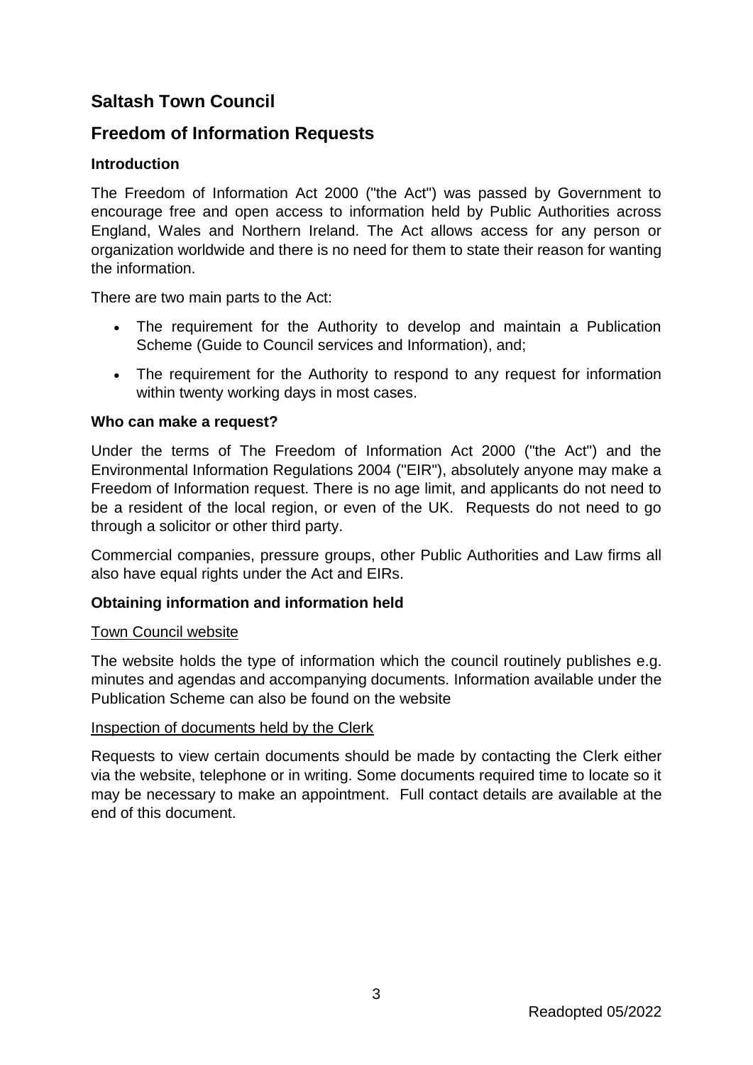## Saltash Town Council

## Freedom of Information Requests

### Introduction

The Freedom of Information Act 2000 ("the Act") was passed by Government to encourage free and open access to information held by Public Authorities across England, Wales and Northern Ireland. The Act allows access for any person or organization worldwide and there is no need for them to state their reason for wanting the information.

There are two main parts to the Act:

- The requirement for the Authority to develop and maintain a Publication Scheme (Guide to Council services and Information), and;
- The requirement for the Authority to respond to any request for information within twenty working days in most cases.

### Who can make a request?

Under the terms of The Freedom of Information Act 2000 ("the Act") and the Environmental Information Regulations 2004 ("EIR"), absolutely anyone may make a Freedom of Information request. There is no age limit, and applicants do not need to be a resident of the local region, or even of the UK. Requests do not need to go through a solicitor or other third party.

Commercial companies, pressure groups, other Public Authorities and Law firms all also have equal rights under the Act and EIRs.

### Obtaining information and information held

Town Council website

The website holds the type of information which the council routinely publishes e.g. minutes and agendas and accompanying documents. Information available under the Publication Scheme can also be found on the website

Inspection of documents held by the Clerk

Requests to view certain documents should be made by contacting the Clerk either via the website, telephone or in writing. Some documents required time to locate so it may be necessary to make an appointment. Full contact details are available at the end of this document.

Readopted 05/2022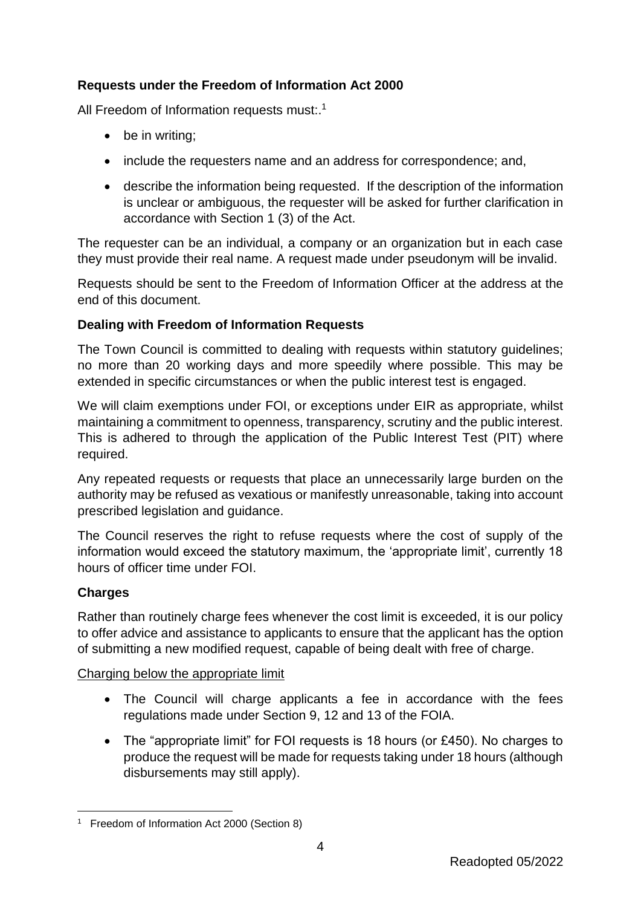**Requests under the Freedom of Information Act 2000**

All Freedom of Information requests must:.[1]

- be in writing;
- include the requesters name and an address for correspondence; and,
- describe the information being requested. If the description of the information is unclear or ambiguous, the requester will be asked for further clarification in accordance with Section 1 (3) of the Act.

The requester can be an individual, a company or an organization but in each case they must provide their real name. A request made under pseudonym will be invalid.

Requests should be sent to the Freedom of Information Officer at the address at the end of this document.

**Dealing with Freedom of Information Requests**

The Town Council is committed to dealing with requests within statutory guidelines; no more than 20 working days and more speedily where possible. This may be extended in specific circumstances or when the public interest test is engaged.

We will claim exemptions under FOI, or exceptions under EIR as appropriate, whilst maintaining a commitment to openness, transparency, scrutiny and the public interest. This is adhered to through the application of the Public Interest Test (PIT) where required.

Any repeated requests or requests that place an unnecessarily large burden on the authority may be refused as vexatious or manifestly unreasonable, taking into account prescribed legislation and guidance.

The Council reserves the right to refuse requests where the cost of supply of the information would exceed the statutory maximum, the 'appropriate limit', currently 18 hours of officer time under FOI.

**Charges**

Rather than routinely charge fees whenever the cost limit is exceeded, it is our policy to offer advice and assistance to applicants to ensure that the applicant has the option of submitting a new modified request, capable of being dealt with free of charge.

<u>Charging below the appropriate limit</u>

- The Council will charge applicants a fee in accordance with the fees regulations made under Section 9, 12 and 13 of the FOIA.
- The "appropriate limit" for FOI requests is 18 hours (or £450). No charges to produce the request will be made for requests taking under 18 hours (although disbursements may still apply).

[1] Freedom of Information Act 2000 (Section 8)

Readopted 05/2022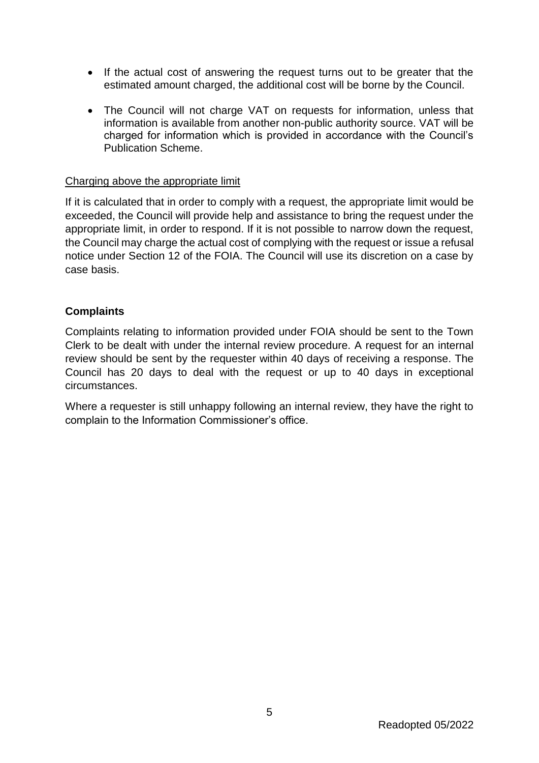- If the actual cost of answering the request turns out to be greater that the estimated amount charged, the additional cost will be borne by the Council.

- The Council will not charge VAT on requests for information, unless that information is available from another non-public authority source. VAT will be charged for information which is provided in accordance with the Council's Publication Scheme.

<u>Charging above the appropriate limit</u>

If it is calculated that in order to comply with a request, the appropriate limit would be exceeded, the Council will provide help and assistance to bring the request under the appropriate limit, in order to respond. If it is not possible to narrow down the request, the Council may charge the actual cost of complying with the request or issue a refusal notice under Section 12 of the FOIA. The Council will use its discretion on a case by case basis.

**Complaints**

Complaints relating to information provided under FOIA should be sent to the Town Clerk to be dealt with under the internal review procedure. A request for an internal review should be sent by the requester within 40 days of receiving a response. The Council has 20 days to deal with the request or up to 40 days in exceptional circumstances.

Where a requester is still unhappy following an internal review, they have the right to complain to the Information Commissioner's office.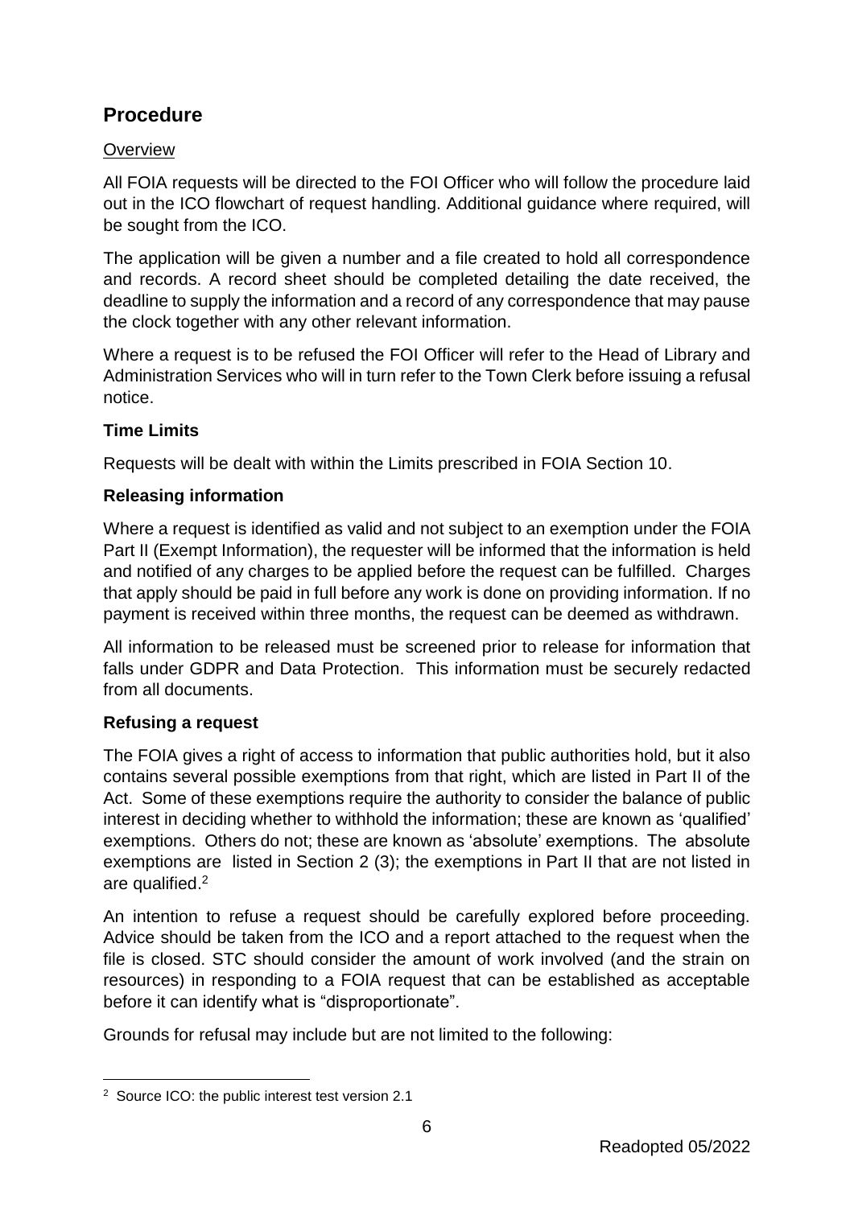## Procedure

Overview

All FOIA requests will be directed to the FOI Officer who will follow the procedure laid out in the ICO flowchart of request handling. Additional guidance where required, will be sought from the ICO.

The application will be given a number and a file created to hold all correspondence and records. A record sheet should be completed detailing the date received, the deadline to supply the information and a record of any correspondence that may pause the clock together with any other relevant information.

Where a request is to be refused the FOI Officer will refer to the Head of Library and Administration Services who will in turn refer to the Town Clerk before issuing a refusal notice.

**Time Limits**

Requests will be dealt with within the Limits prescribed in FOIA Section 10.

**Releasing information**

Where a request is identified as valid and not subject to an exemption under the FOIA Part II (Exempt Information), the requester will be informed that the information is held and notified of any charges to be applied before the request can be fulfilled. Charges that apply should be paid in full before any work is done on providing information. If no payment is received within three months, the request can be deemed as withdrawn.

All information to be released must be screened prior to release for information that falls under GDPR and Data Protection. This information must be securely redacted from all documents.

**Refusing a request**

The FOIA gives a right of access to information that public authorities hold, but it also contains several possible exemptions from that right, which are listed in Part II of the Act. Some of these exemptions require the authority to consider the balance of public interest in deciding whether to withhold the information; these are known as 'qualified' exemptions. Others do not; these are known as 'absolute' exemptions. The absolute exemptions are listed in Section 2 (3); the exemptions in Part II that are not listed in are qualified.[2]

An intention to refuse a request should be carefully explored before proceeding. Advice should be taken from the ICO and a report attached to the request when the file is closed. STC should consider the amount of work involved (and the strain on resources) in responding to a FOIA request that can be established as acceptable before it can identify what is "disproportionate".

Grounds for refusal may include but are not limited to the following:

[2] Source ICO: the public interest test version 2.1

Readopted 05/2022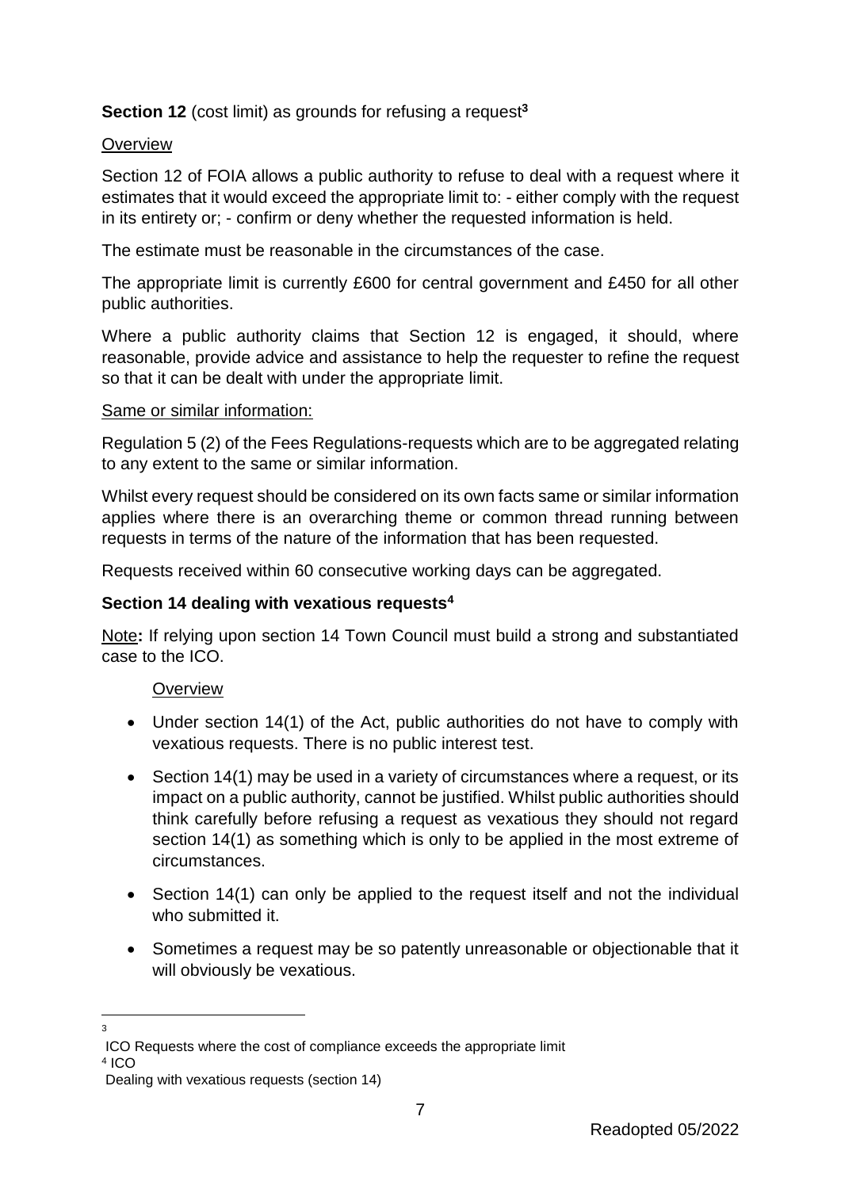**Section 12** (cost limit) as grounds for refusing a request[3]

Overview

Section 12 of FOIA allows a public authority to refuse to deal with a request where it estimates that it would exceed the appropriate limit to: - either comply with the request in its entirety or; - confirm or deny whether the requested information is held.

The estimate must be reasonable in the circumstances of the case.

The appropriate limit is currently £600 for central government and £450 for all other public authorities.

Where a public authority claims that Section 12 is engaged, it should, where reasonable, provide advice and assistance to help the requester to refine the request so that it can be dealt with under the appropriate limit.

Same or similar information:

Regulation 5 (2) of the Fees Regulations-requests which are to be aggregated relating to any extent to the same or similar information.

Whilst every request should be considered on its own facts same or similar information applies where there is an overarching theme or common thread running between requests in terms of the nature of the information that has been requested.

Requests received within 60 consecutive working days can be aggregated.

**Section 14 dealing with vexatious requests**[4]

Note**:** If relying upon section 14 Town Council must build a strong and substantiated case to the ICO.

Overview

- Under section 14(1) of the Act, public authorities do not have to comply with vexatious requests. There is no public interest test.
- Section 14(1) may be used in a variety of circumstances where a request, or its impact on a public authority, cannot be justified. Whilst public authorities should think carefully before refusing a request as vexatious they should not regard section 14(1) as something which is only to be applied in the most extreme of circumstances.
- Section 14(1) can only be applied to the request itself and not the individual who submitted it.
- Sometimes a request may be so patently unreasonable or objectionable that it will obviously be vexatious.

---

[3] ICO Requests where the cost of compliance exceeds the appropriate limit

[4] ICO Dealing with vexatious requests (section 14)

Readopted 05/2022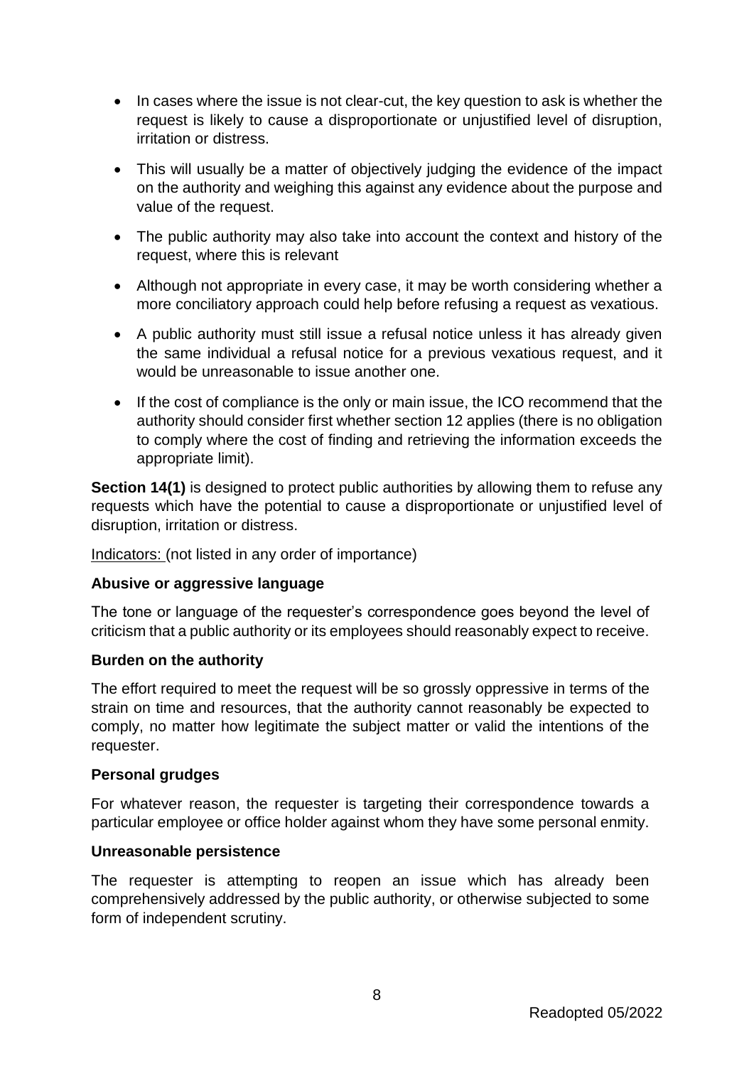- In cases where the issue is not clear-cut, the key question to ask is whether the request is likely to cause a disproportionate or unjustified level of disruption, irritation or distress.
- This will usually be a matter of objectively judging the evidence of the impact on the authority and weighing this against any evidence about the purpose and value of the request.
- The public authority may also take into account the context and history of the request, where this is relevant
- Although not appropriate in every case, it may be worth considering whether a more conciliatory approach could help before refusing a request as vexatious.
- A public authority must still issue a refusal notice unless it has already given the same individual a refusal notice for a previous vexatious request, and it would be unreasonable to issue another one.
- If the cost of compliance is the only or main issue, the ICO recommend that the authority should consider first whether section 12 applies (there is no obligation to comply where the cost of finding and retrieving the information exceeds the appropriate limit).

**Section 14(1)** is designed to protect public authorities by allowing them to refuse any requests which have the potential to cause a disproportionate or unjustified level of disruption, irritation or distress.

Indicators: (not listed in any order of importance)

**Abusive or aggressive language**

The tone or language of the requester's correspondence goes beyond the level of criticism that a public authority or its employees should reasonably expect to receive.

**Burden on the authority**

The effort required to meet the request will be so grossly oppressive in terms of the strain on time and resources, that the authority cannot reasonably be expected to comply, no matter how legitimate the subject matter or valid the intentions of the requester.

**Personal grudges**

For whatever reason, the requester is targeting their correspondence towards a particular employee or office holder against whom they have some personal enmity.

**Unreasonable persistence**

The requester is attempting to reopen an issue which has already been comprehensively addressed by the public authority, or otherwise subjected to some form of independent scrutiny.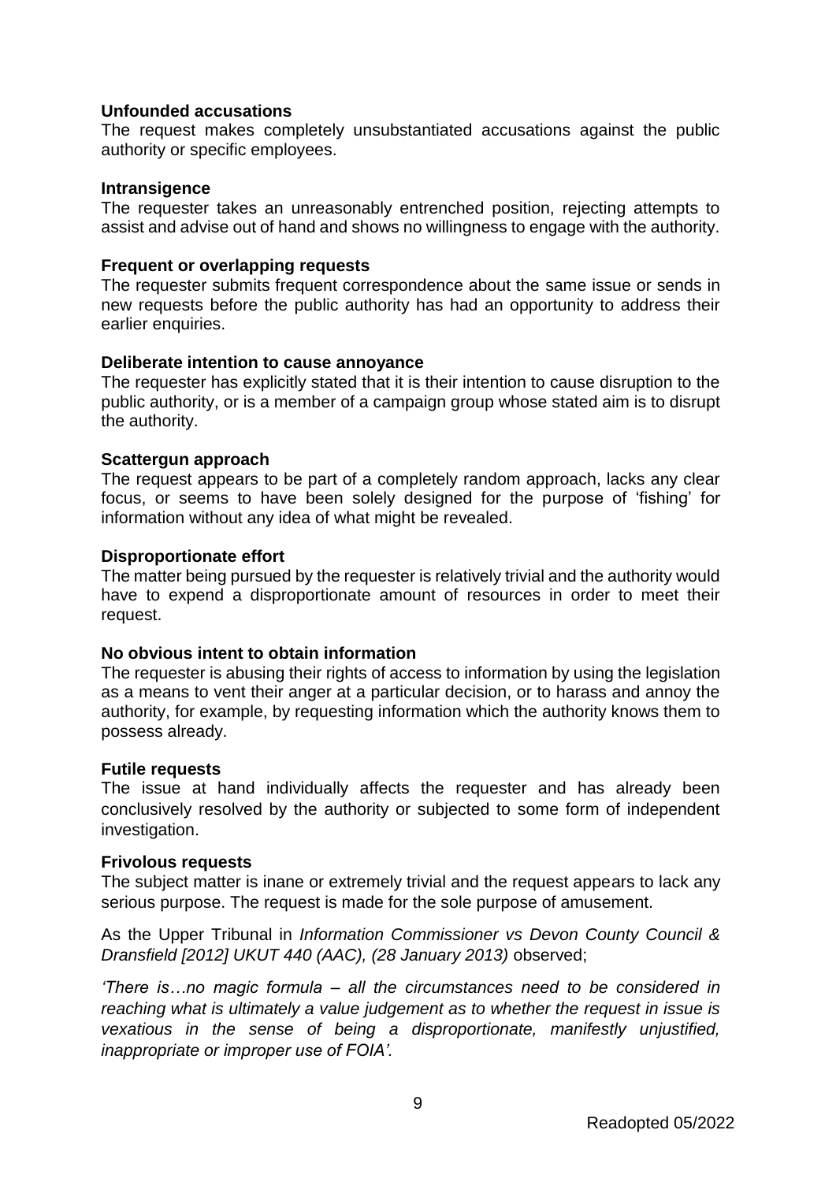**Unfounded accusations**
The request makes completely unsubstantiated accusations against the public authority or specific employees.

**Intransigence**
The requester takes an unreasonably entrenched position, rejecting attempts to assist and advise out of hand and shows no willingness to engage with the authority.

**Frequent or overlapping requests**
The requester submits frequent correspondence about the same issue or sends in new requests before the public authority has had an opportunity to address their earlier enquiries.

**Deliberate intention to cause annoyance**
The requester has explicitly stated that it is their intention to cause disruption to the public authority, or is a member of a campaign group whose stated aim is to disrupt the authority.

**Scattergun approach**
The request appears to be part of a completely random approach, lacks any clear focus, or seems to have been solely designed for the purpose of 'fishing' for information without any idea of what might be revealed.

**Disproportionate effort**
The matter being pursued by the requester is relatively trivial and the authority would have to expend a disproportionate amount of resources in order to meet their request.

**No obvious intent to obtain information**
The requester is abusing their rights of access to information by using the legislation as a means to vent their anger at a particular decision, or to harass and annoy the authority, for example, by requesting information which the authority knows them to possess already.

**Futile requests**
The issue at hand individually affects the requester and has already been conclusively resolved by the authority or subjected to some form of independent investigation.

**Frivolous requests**
The subject matter is inane or extremely trivial and the request appears to lack any serious purpose. The request is made for the sole purpose of amusement.

As the Upper Tribunal in *Information Commissioner vs Devon County Council & Dransfield [2012] UKUT 440 (AAC), (28 January 2013)* observed;

*'There is…no magic formula – all the circumstances need to be considered in reaching what is ultimately a value judgement as to whether the request in issue is vexatious in the sense of being a disproportionate, manifestly unjustified, inappropriate or improper use of FOIA'.*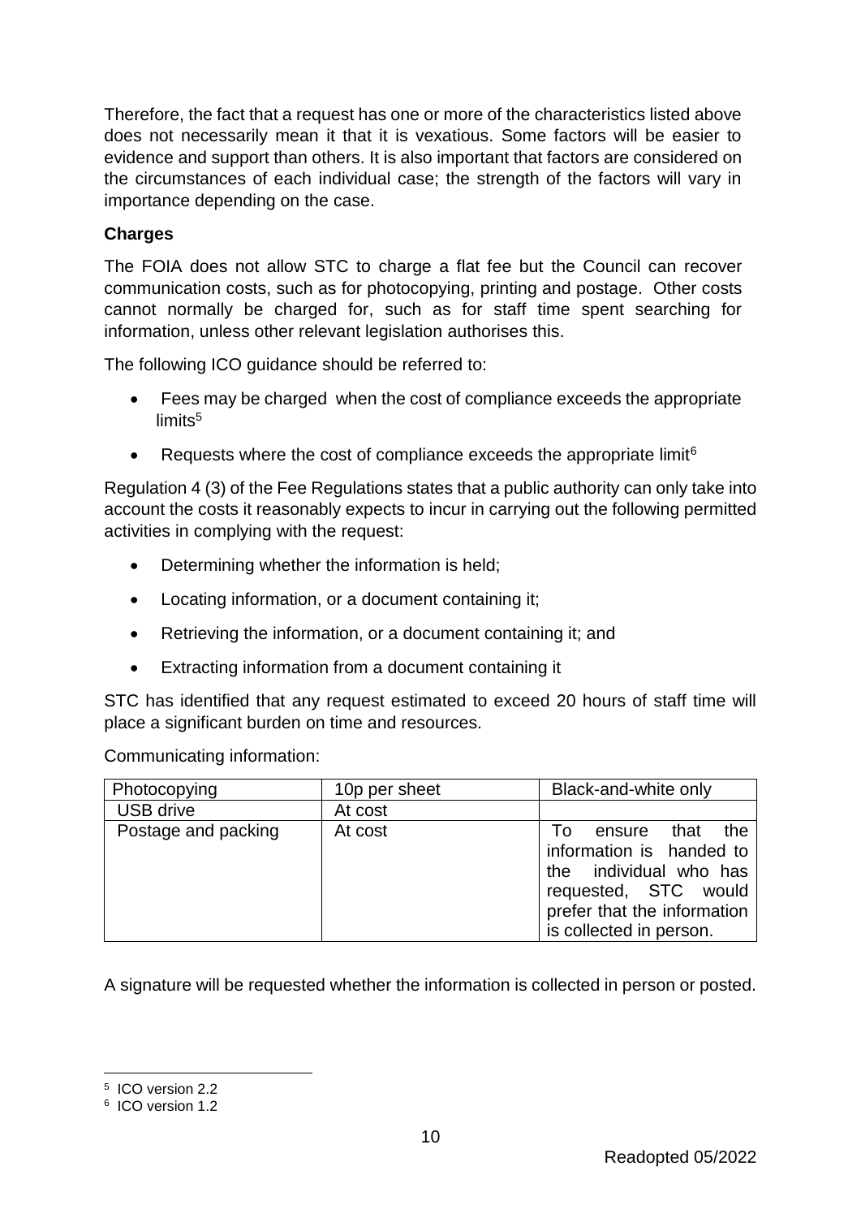Therefore, the fact that a request has one or more of the characteristics listed above does not necessarily mean it that it is vexatious. Some factors will be easier to evidence and support than others. It is also important that factors are considered on the circumstances of each individual case; the strength of the factors will vary in importance depending on the case.

**Charges**

The FOIA does not allow STC to charge a flat fee but the Council can recover communication costs, such as for photocopying, printing and postage. Other costs cannot normally be charged for, such as for staff time spent searching for information, unless other relevant legislation authorises this.

The following ICO guidance should be referred to:

- Fees may be charged when the cost of compliance exceeds the appropriate limits[5]
- Requests where the cost of compliance exceeds the appropriate limit[6]

Regulation 4 (3) of the Fee Regulations states that a public authority can only take into account the costs it reasonably expects to incur in carrying out the following permitted activities in complying with the request:

- Determining whether the information is held;
- Locating information, or a document containing it;
- Retrieving the information, or a document containing it; and
- Extracting information from a document containing it

STC has identified that any request estimated to exceed 20 hours of staff time will place a significant burden on time and resources.

Communicating information:

| Photocopying | 10p per sheet | Black-and-white only |
|---|---|---|
| USB drive | At cost | |
| Postage and packing | At cost | To ensure that the information is handed to the individual who has requested, STC would prefer that the information is collected in person. |

A signature will be requested whether the information is collected in person or posted.

[5] ICO version 2.2

[6] ICO version 1.2

Readopted 05/2022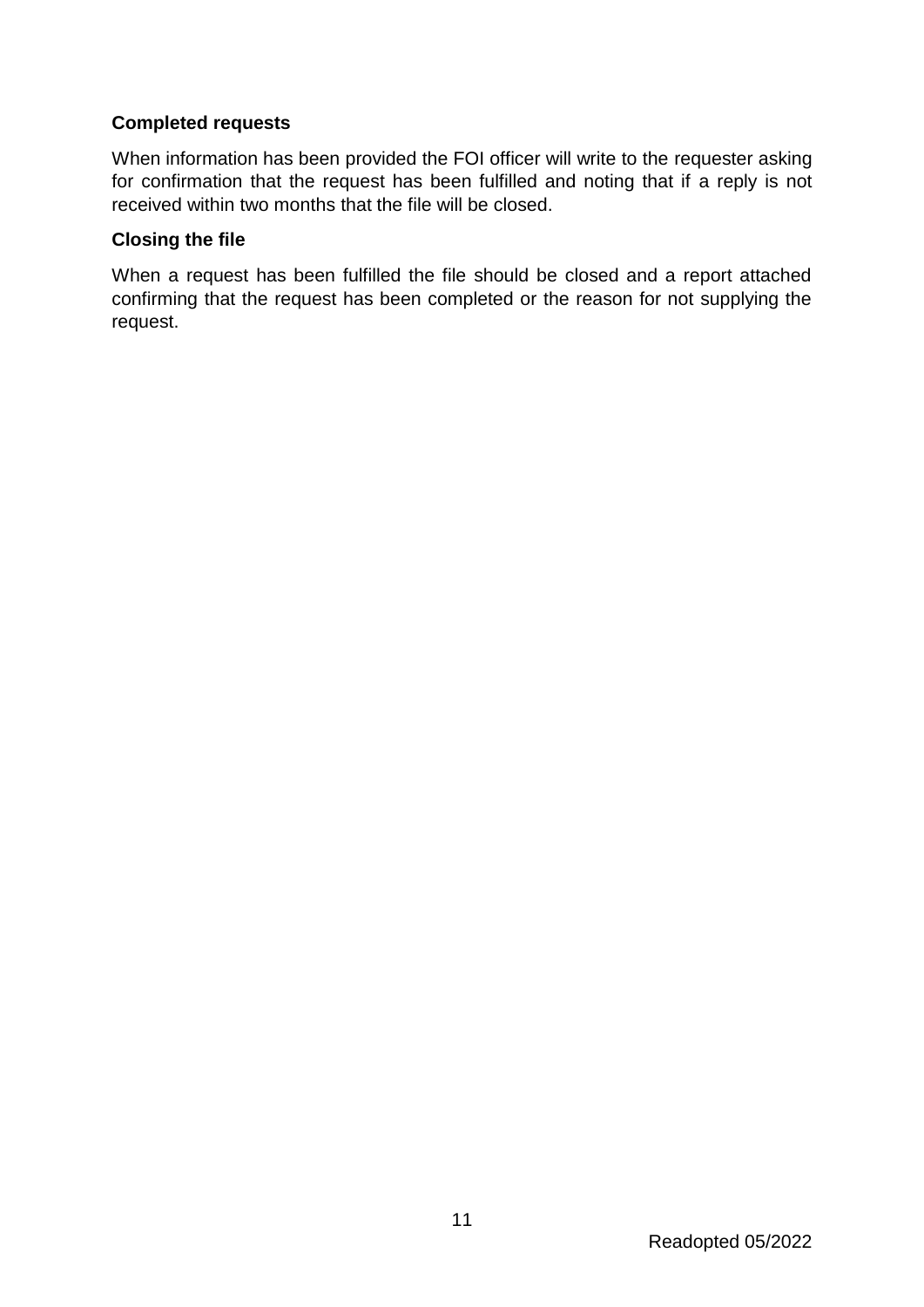**Completed requests**

When information has been provided the FOI officer will write to the requester asking for confirmation that the request has been fulfilled and noting that if a reply is not received within two months that the file will be closed.

**Closing the file**

When a request has been fulfilled the file should be closed and a report attached confirming that the request has been completed or the reason for not supplying the request.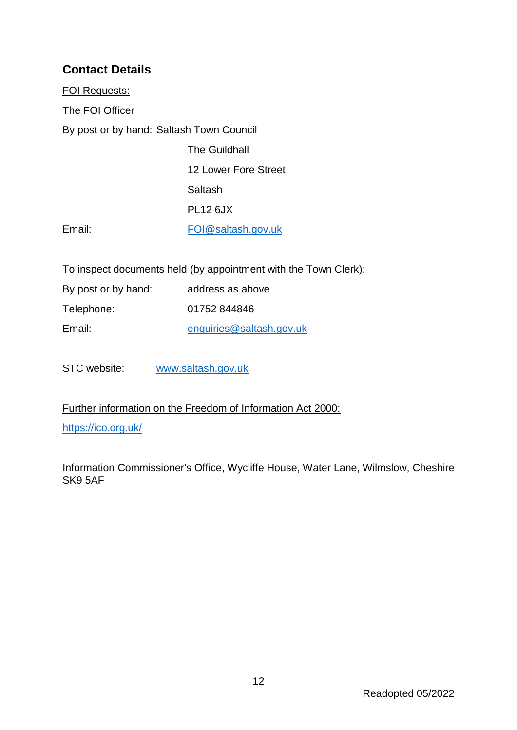## Contact Details

FOI Requests:

The FOI Officer

| | |
|---|---|
| By post or by hand: | Saltash Town Council<br>The Guildhall<br>12 Lower Fore Street<br>Saltash<br>PL12 6JX |
| Email: | FOI@saltash.gov.uk |

To inspect documents held (by appointment with the Town Clerk):

| | |
|---|---|
| By post or by hand: | address as above |
| Telephone: | 01752 844846 |
| Email: | enquiries@saltash.gov.uk |

STC website: www.saltash.gov.uk

Further information on the Freedom of Information Act 2000:

https://ico.org.uk/

Information Commissioner's Office, Wycliffe House, Water Lane, Wilmslow, Cheshire SK9 5AF

Readopted 05/2022